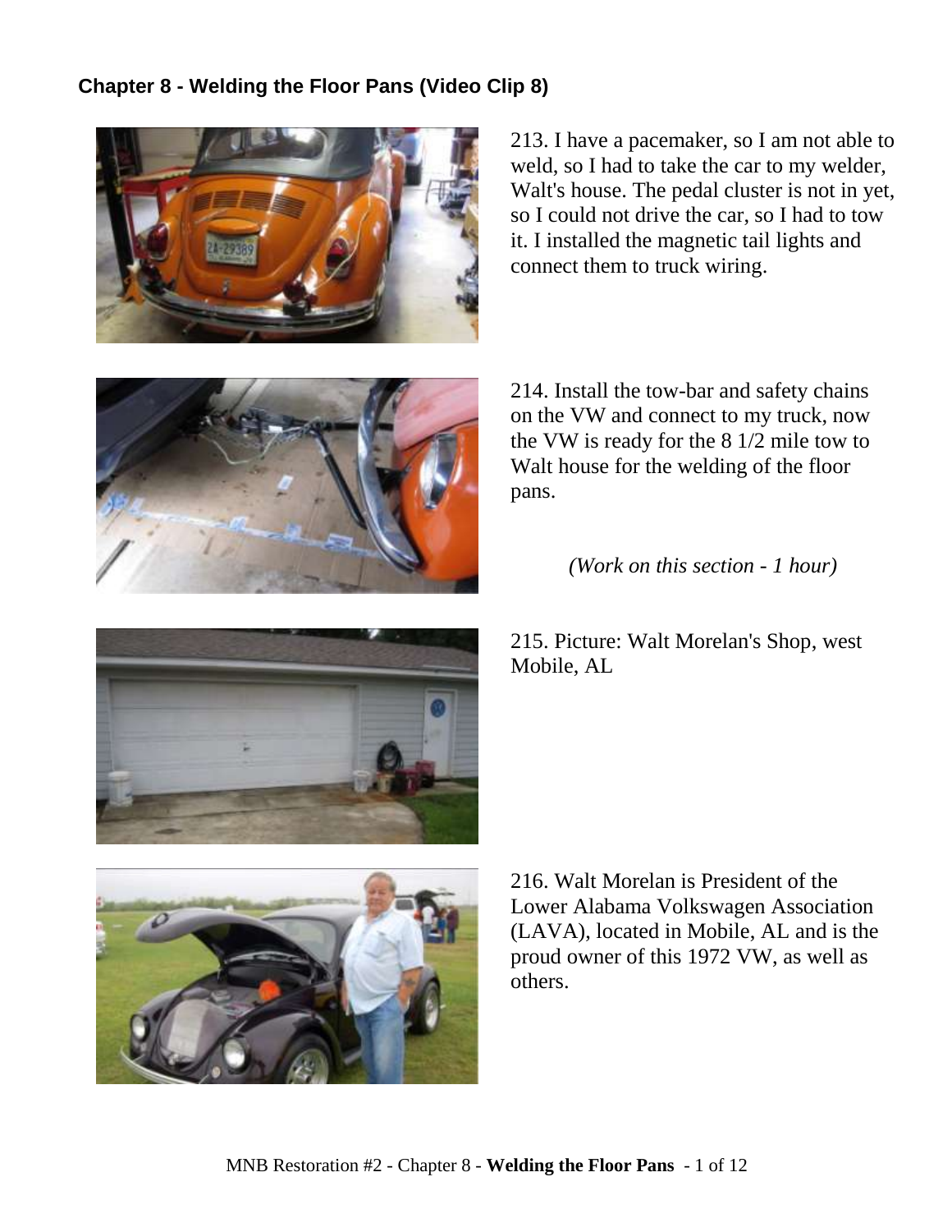## Chapter 8 - Welding the Floor Pans (Video Clip 8)

213. I have a pacemaker, so I am not able to weld, so I had to take the car to my welder, Walt's house. The pedal cluster is not in yet, so I could not drive the car, so I had to tow it. I installed the magnetic tail lights and connect them to truck wiring.

214. Install the tow-bar and safety chains on the VW and connect to my truck, now the VW is ready for the 8 1/2 mile tow to Walt house for the welding of the floor pans.

*(Work on this section - 1 hour)*

215. Picture: Walt Morelan's Shop, west Mobile, AL

216. Walt Morelan is President of the Lower Alabama Volkswagen Association (LAVA), located in Mobile, AL and is the proud owner of this 1972 VW, as well as others.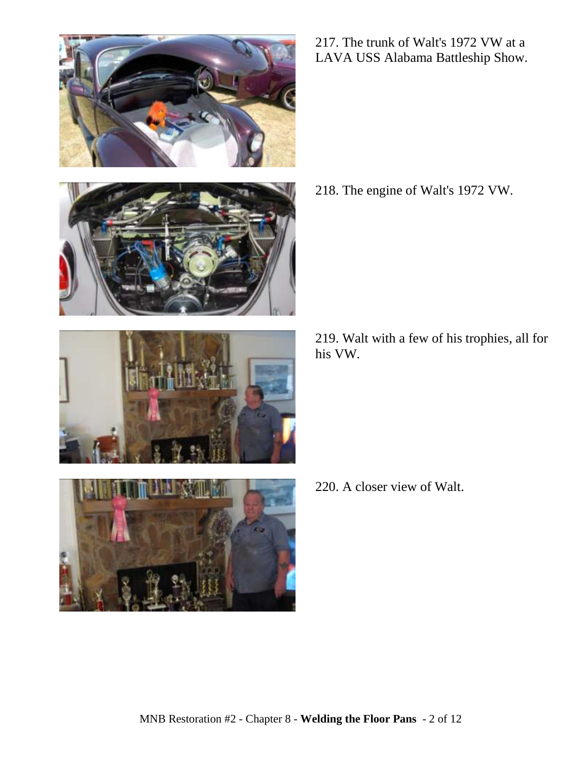217. The trunk of Walt's 1972 VW at a LAVA USS Alabama Battleship Show.

218. The engine of Walt's 1972 VW.

219. Walt with a few of his trophies, all for his VW.

220. A closer view of Walt.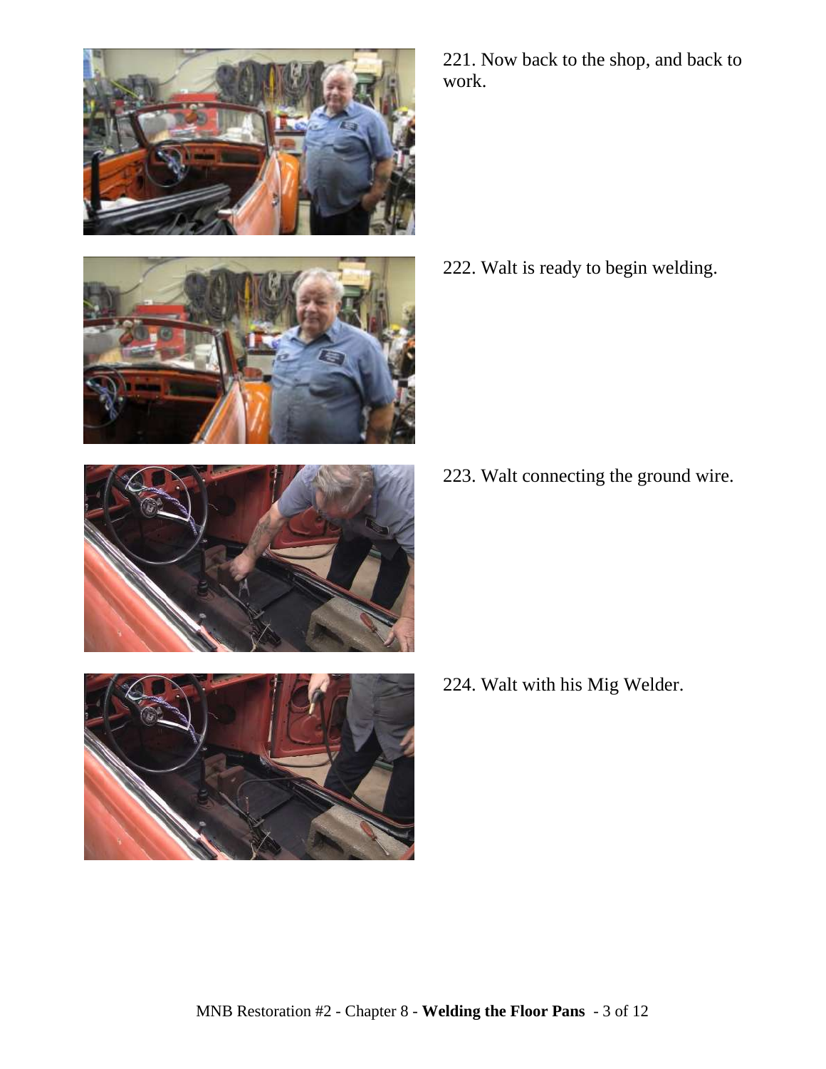221. Now back to the shop, and back to work.

222. Walt is ready to begin welding.

223. Walt connecting the ground wire.

224. Walt with his Mig Welder.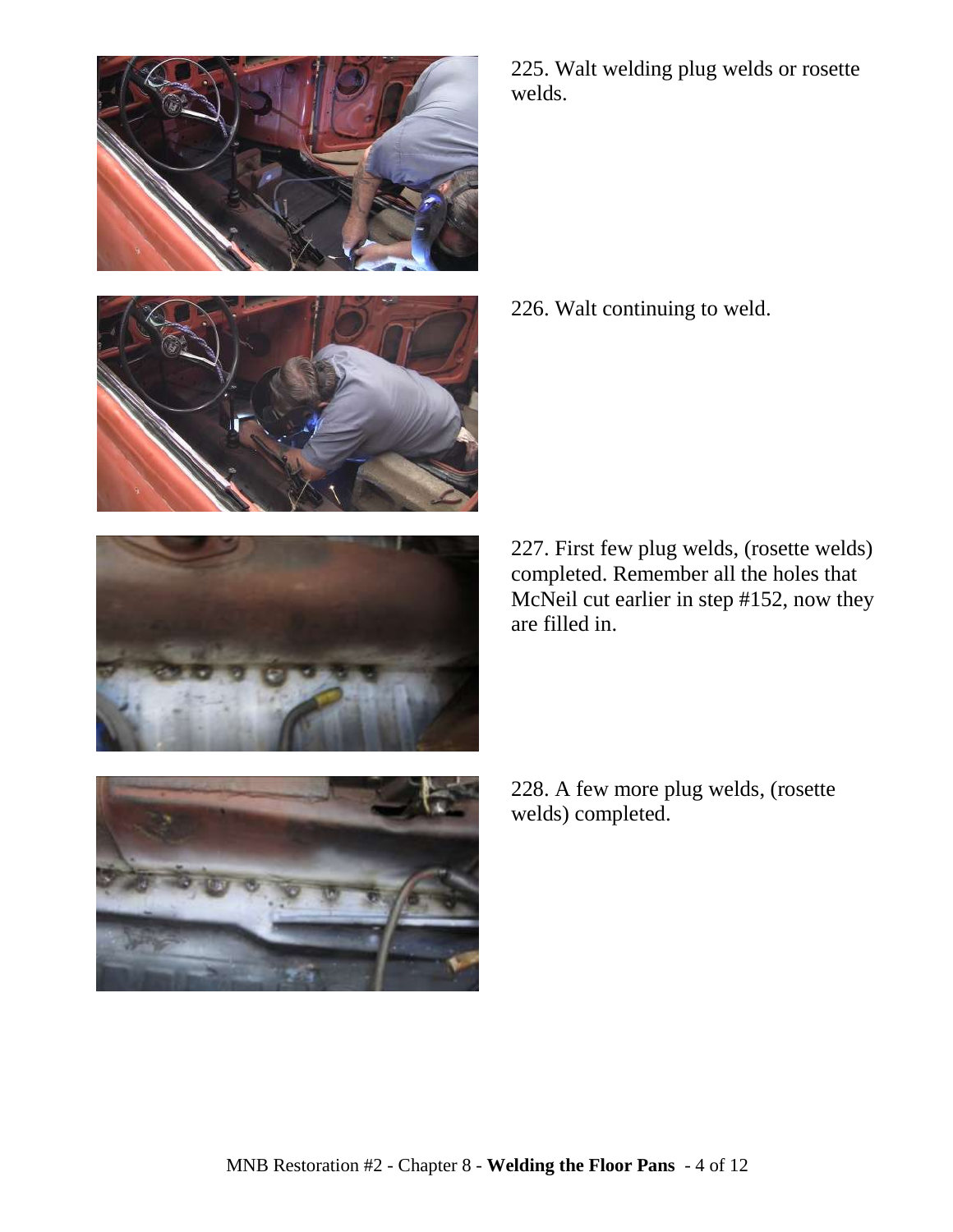225. Walt welding plug welds or rosette welds.

226. Walt continuing to weld.

227. First few plug welds, (rosette welds) completed. Remember all the holes that McNeil cut earlier in step #152, now they are filled in.

228. A few more plug welds, (rosette welds) completed.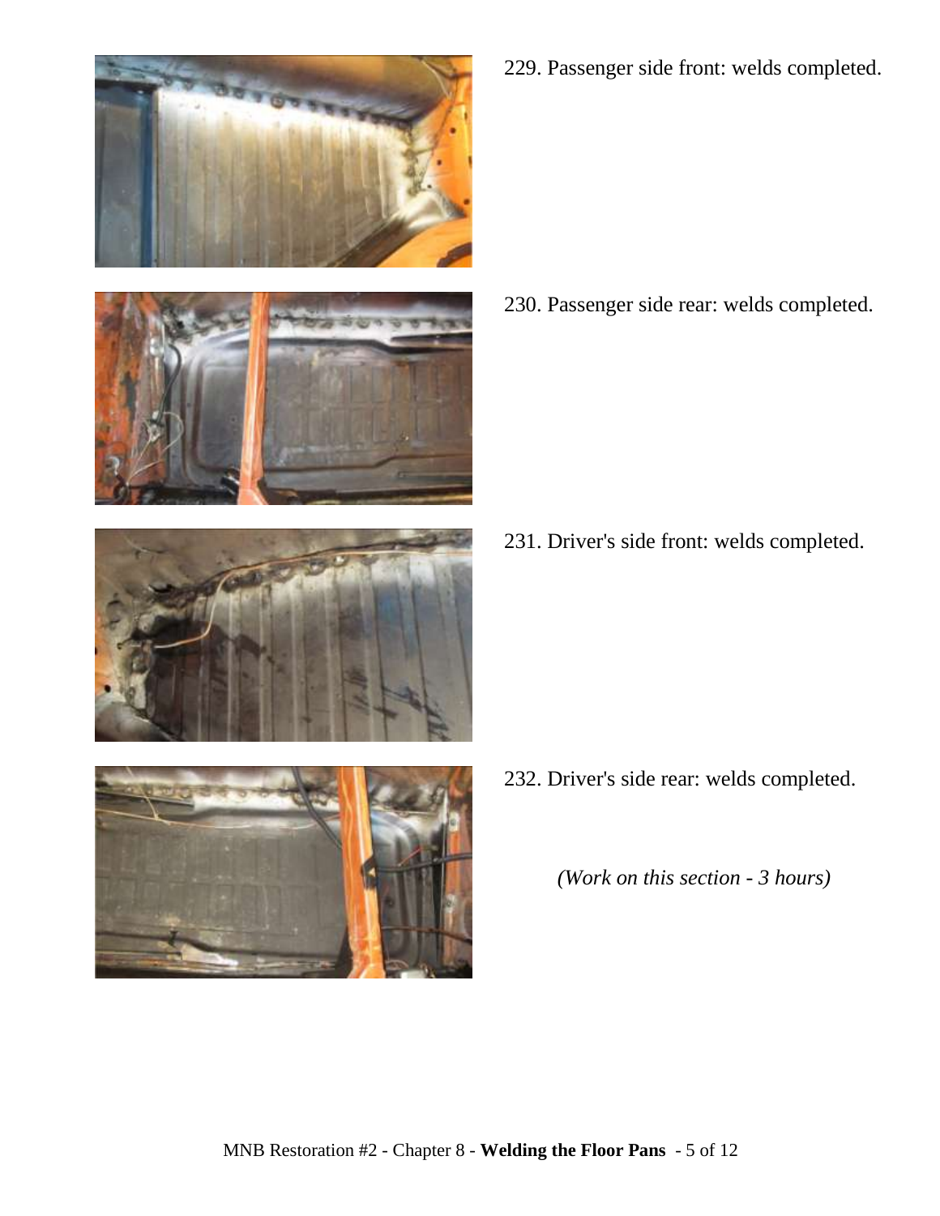229. Passenger side front: welds completed.

230. Passenger side rear: welds completed.

231. Driver's side front: welds completed.

232. Driver's side rear: welds completed.

*(Work on this section - 3 hours)*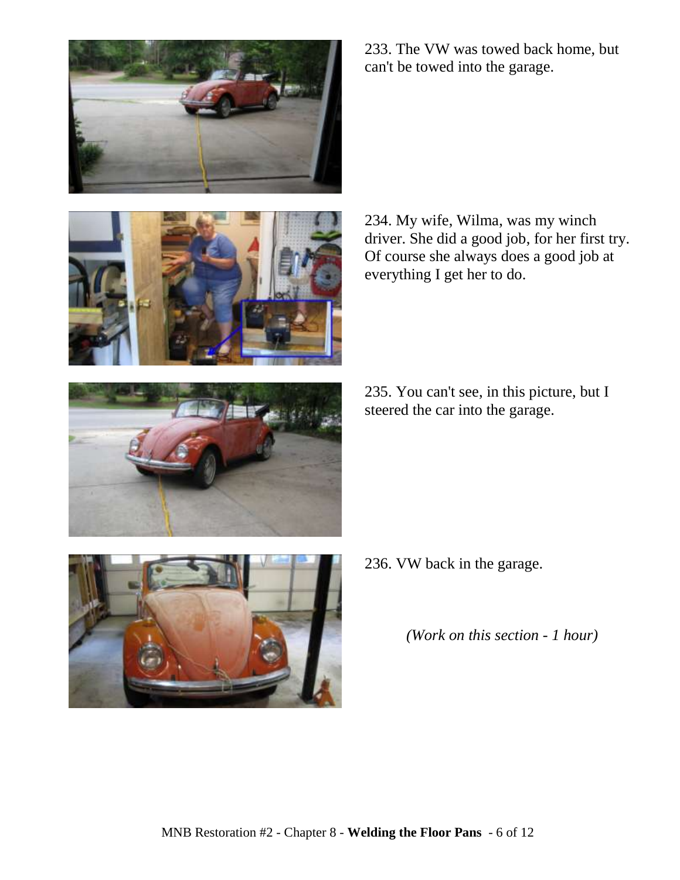233. The VW was towed back home, but can't be towed into the garage.

234. My wife, Wilma, was my winch driver. She did a good job, for her first try. Of course she always does a good job at everything I get her to do.

235. You can't see, in this picture, but I steered the car into the garage.

236. VW back in the garage.

*(Work on this section - 1 hour)*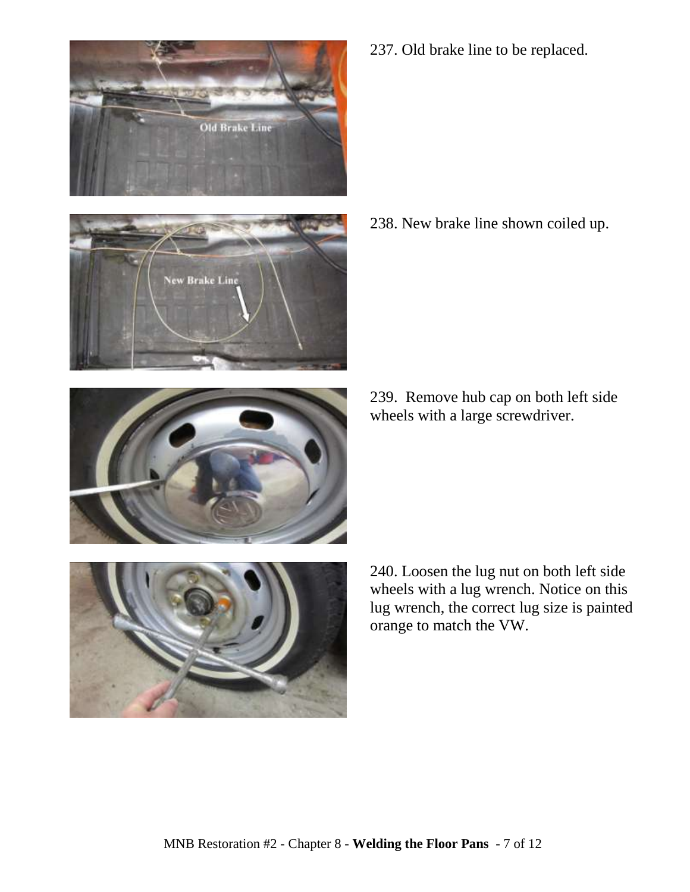237. Old brake line to be replaced.

238. New brake line shown coiled up.

239. Remove hub cap on both left side wheels with a large screwdriver.

240. Loosen the lug nut on both left side wheels with a lug wrench. Notice on this lug wrench, the correct lug size is painted orange to match the VW.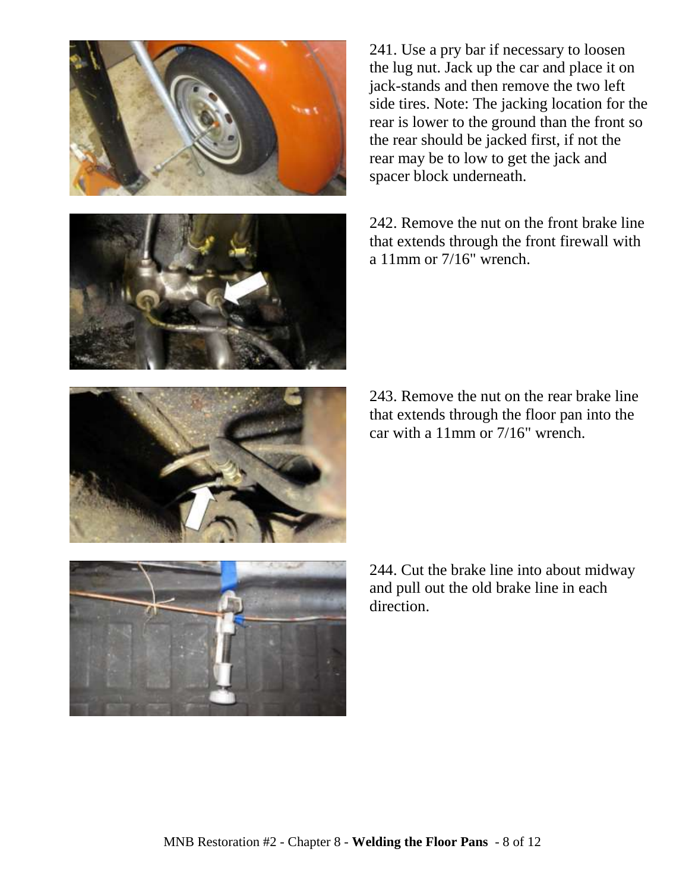241. Use a pry bar if necessary to loosen the lug nut. Jack up the car and place it on jack-stands and then remove the two left side tires. Note: The jacking location for the rear is lower to the ground than the front so the rear should be jacked first, if not the rear may be to low to get the jack and spacer block underneath.

242. Remove the nut on the front brake line that extends through the front firewall with a 11mm or 7/16" wrench.

243. Remove the nut on the rear brake line that extends through the floor pan into the car with a 11mm or 7/16" wrench.

244. Cut the brake line into about midway and pull out the old brake line in each direction.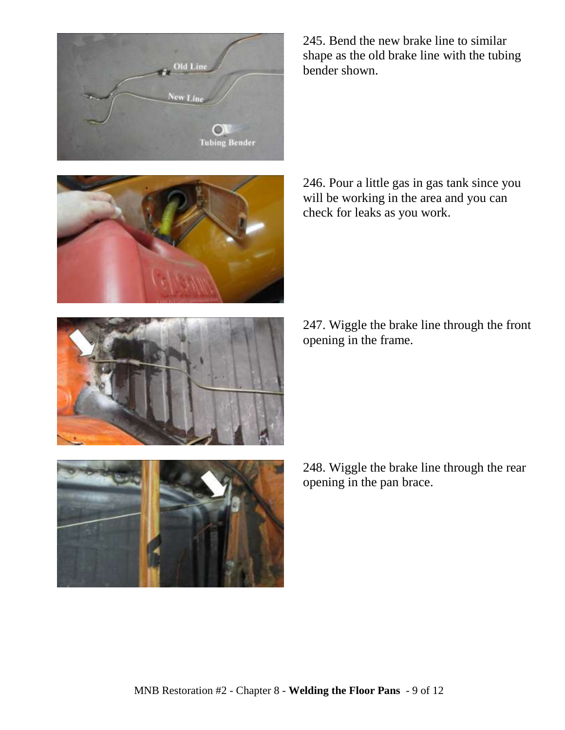245. Bend the new brake line to similar shape as the old brake line with the tubing bender shown.

246. Pour a little gas in gas tank since you will be working in the area and you can check for leaks as you work.

247. Wiggle the brake line through the front opening in the frame.

248. Wiggle the brake line through the rear opening in the pan brace.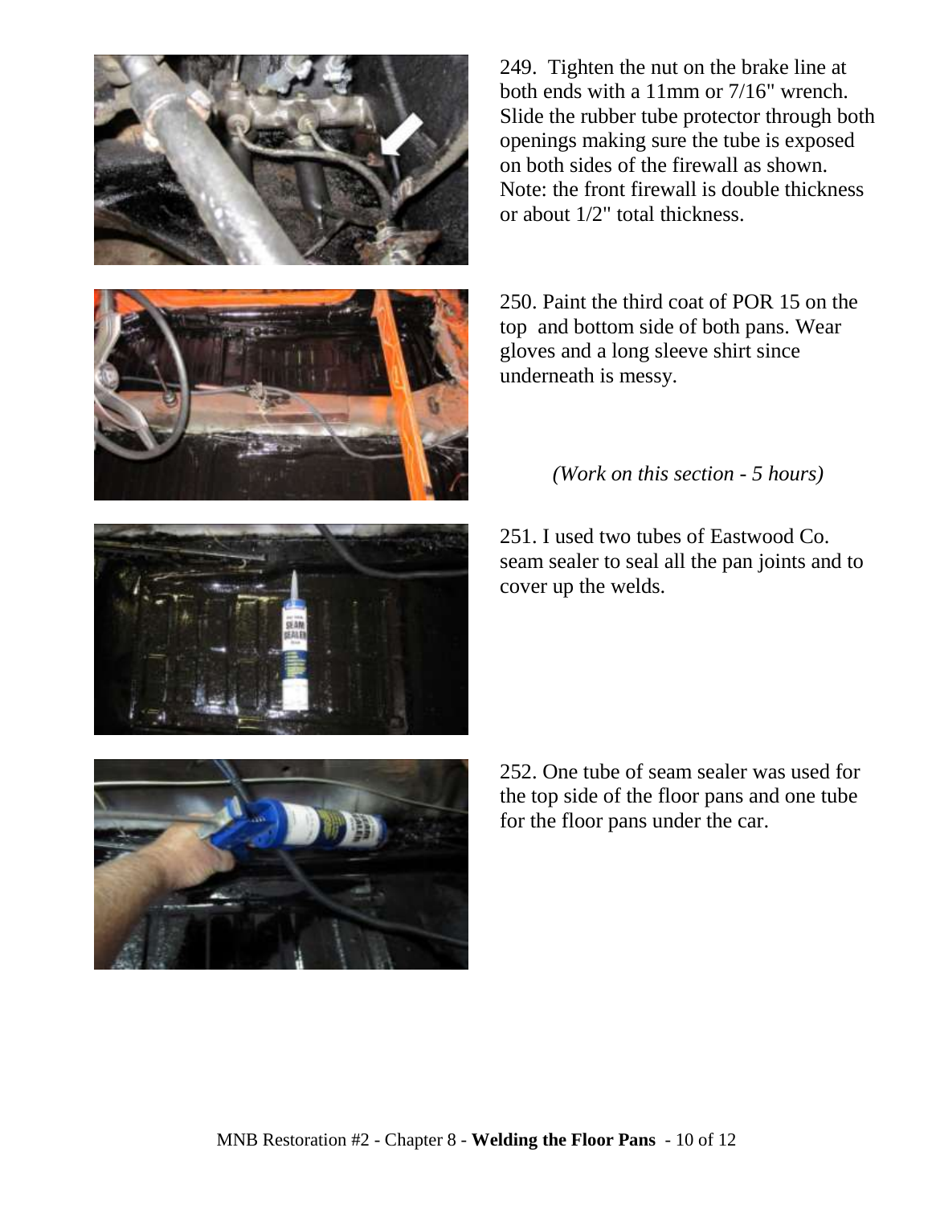249. Tighten the nut on the brake line at both ends with a 11mm or 7/16" wrench. Slide the rubber tube protector through both openings making sure the tube is exposed on both sides of the firewall as shown. Note: the front firewall is double thickness or about 1/2" total thickness.

250. Paint the third coat of POR 15 on the top and bottom side of both pans. Wear gloves and a long sleeve shirt since underneath is messy.

*(Work on this section - 5 hours)*

251. I used two tubes of Eastwood Co. seam sealer to seal all the pan joints and to cover up the welds.

252. One tube of seam sealer was used for the top side of the floor pans and one tube for the floor pans under the car.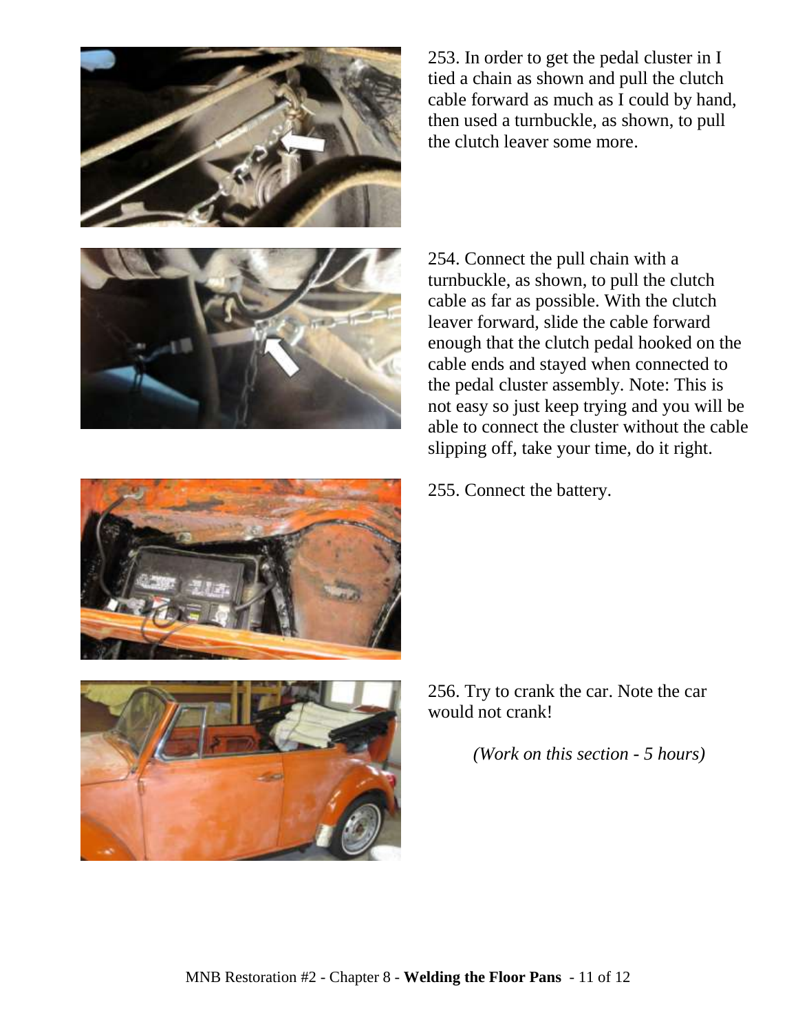253. In order to get the pedal cluster in I tied a chain as shown and pull the clutch cable forward as much as I could by hand, then used a turnbuckle, as shown, to pull the clutch leaver some more.

254. Connect the pull chain with a turnbuckle, as shown, to pull the clutch cable as far as possible. With the clutch leaver forward, slide the cable forward enough that the clutch pedal hooked on the cable ends and stayed when connected to the pedal cluster assembly. Note: This is not easy so just keep trying and you will be able to connect the cluster without the cable slipping off, take your time, do it right.

255. Connect the battery.

256. Try to crank the car. Note the car would not crank!

*(Work on this section - 5 hours)*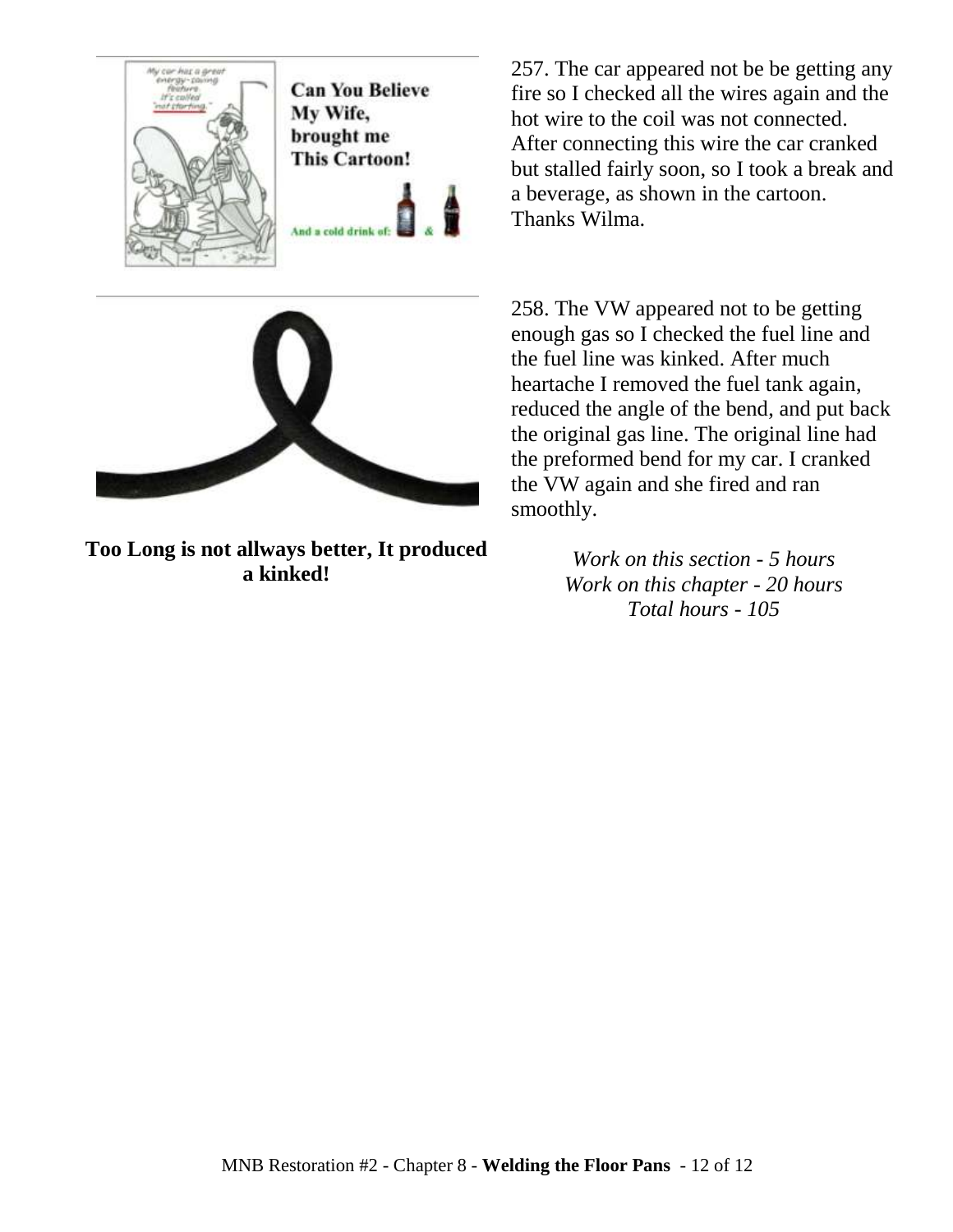Can You Believe My Wife, brought me This Cartoon!

And a cold drink of: &

257. The car appeared not be be getting any fire so I checked all the wires again and the hot wire to the coil was not connected. After connecting this wire the car cranked but stalled fairly soon, so I took a break and a beverage, as shown in the cartoon. Thanks Wilma.

**Too Long is not allways better, It produced a kinked!**

258. The VW appeared not to be getting enough gas so I checked the fuel line and the fuel line was kinked. After much heartache I removed the fuel tank again, reduced the angle of the bend, and put back the original gas line. The original line had the preformed bend for my car. I cranked the VW again and she fired and ran smoothly.

*Work on this section - 5 hours*
*Work on this chapter - 20 hours*
*Total hours - 105*